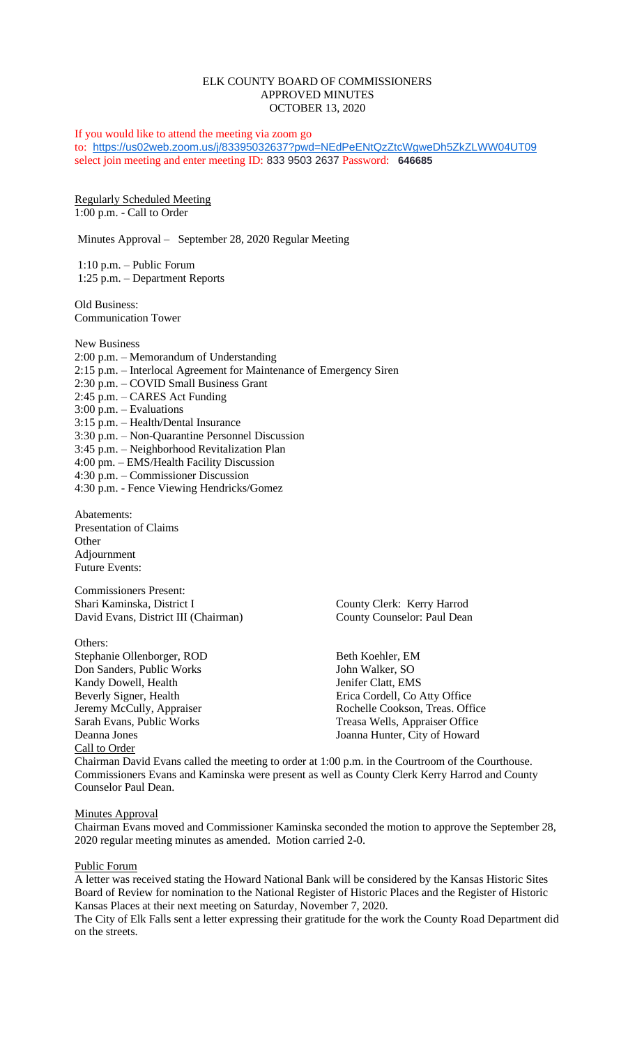# ELK COUNTY BOARD OF COMMISSIONERS
## APPROVED MINUTES
### OCTOBER 13, 2020

If you would like to attend the meeting via zoom go to: https://us02web.zoom.us/j/83395032637?pwd=NEdPeENtQzZtcWgweDh5ZkZLWW04UT09 select join meeting and enter meeting ID: 833 9503 2637 Password: **646685**

Regularly Scheduled Meeting
1:00 p.m. - Call to Order

Minutes Approval – September 28, 2020 Regular Meeting

1:10 p.m. – Public Forum
1:25 p.m. – Department Reports

Old Business:
Communication Tower

New Business
2:00 p.m. – Memorandum of Understanding
2:15 p.m. – Interlocal Agreement for Maintenance of Emergency Siren
2:30 p.m. – COVID Small Business Grant
2:45 p.m. – CARES Act Funding
3:00 p.m. – Evaluations
3:15 p.m. – Health/Dental Insurance
3:30 p.m. – Non-Quarantine Personnel Discussion
3:45 p.m. – Neighborhood Revitalization Plan
4:00 pm. – EMS/Health Facility Discussion
4:30 p.m. – Commissioner Discussion
4:30 p.m. - Fence Viewing Hendricks/Gomez

Abatements:
Presentation of Claims
Other
Adjournment
Future Events:

Commissioners Present:
Shari Kaminska, District I
David Evans, District III (Chairman)

County Clerk: Kerry Harrod
County Counselor: Paul Dean

Others:
Stephanie Ollenborger, ROD
Don Sanders, Public Works
Kandy Dowell, Health
Beverly Signer, Health
Jeremy McCully, Appraiser
Sarah Evans, Public Works
Deanna Jones
Beth Koehler, EM
John Walker, SO
Jenifer Clatt, EMS
Erica Cordell, Co Atty Office
Rochelle Cookson, Treas. Office
Treasa Wells, Appraiser Office
Joanna Hunter, City of Howard

Call to Order
Chairman David Evans called the meeting to order at 1:00 p.m. in the Courtroom of the Courthouse. Commissioners Evans and Kaminska were present as well as County Clerk Kerry Harrod and County Counselor Paul Dean.

Minutes Approval
Chairman Evans moved and Commissioner Kaminska seconded the motion to approve the September 28, 2020 regular meeting minutes as amended. Motion carried 2-0.

Public Forum
A letter was received stating the Howard National Bank will be considered by the Kansas Historic Sites Board of Review for nomination to the National Register of Historic Places and the Register of Historic Kansas Places at their next meeting on Saturday, November 7, 2020.
The City of Elk Falls sent a letter expressing their gratitude for the work the County Road Department did on the streets.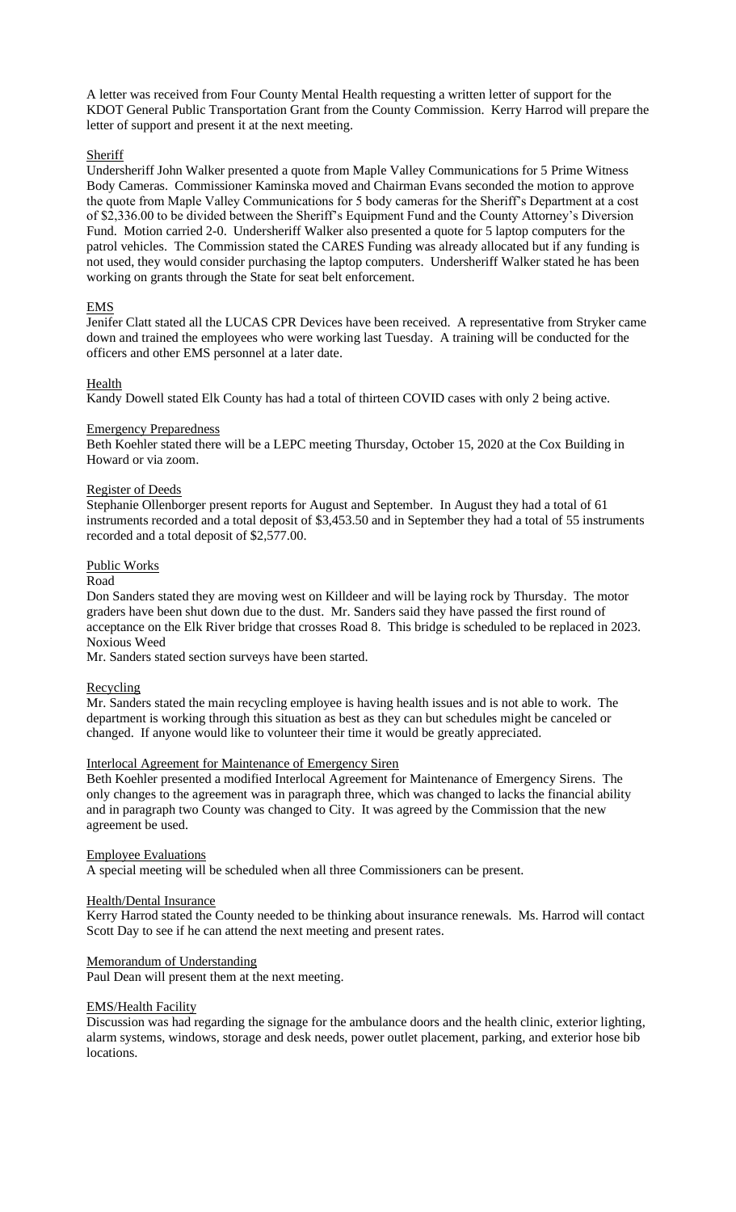A letter was received from Four County Mental Health requesting a written letter of support for the KDOT General Public Transportation Grant from the County Commission. Kerry Harrod will prepare the letter of support and present it at the next meeting.

Sheriff

Undersheriff John Walker presented a quote from Maple Valley Communications for 5 Prime Witness Body Cameras. Commissioner Kaminska moved and Chairman Evans seconded the motion to approve the quote from Maple Valley Communications for 5 body cameras for the Sheriff's Department at a cost of $2,336.00 to be divided between the Sheriff's Equipment Fund and the County Attorney's Diversion Fund. Motion carried 2-0. Undersheriff Walker also presented a quote for 5 laptop computers for the patrol vehicles. The Commission stated the CARES Funding was already allocated but if any funding is not used, they would consider purchasing the laptop computers. Undersheriff Walker stated he has been working on grants through the State for seat belt enforcement.

EMS

Jenifer Clatt stated all the LUCAS CPR Devices have been received. A representative from Stryker came down and trained the employees who were working last Tuesday. A training will be conducted for the officers and other EMS personnel at a later date.

Health

Kandy Dowell stated Elk County has had a total of thirteen COVID cases with only 2 being active.

Emergency Preparedness

Beth Koehler stated there will be a LEPC meeting Thursday, October 15, 2020 at the Cox Building in Howard or via zoom.

Register of Deeds

Stephanie Ollenborger present reports for August and September. In August they had a total of 61 instruments recorded and a total deposit of $3,453.50 and in September they had a total of 55 instruments recorded and a total deposit of $2,577.00.

Public Works

Road

Don Sanders stated they are moving west on Killdeer and will be laying rock by Thursday. The motor graders have been shut down due to the dust. Mr. Sanders said they have passed the first round of acceptance on the Elk River bridge that crosses Road 8. This bridge is scheduled to be replaced in 2023.

Noxious Weed

Mr. Sanders stated section surveys have been started.

Recycling

Mr. Sanders stated the main recycling employee is having health issues and is not able to work. The department is working through this situation as best as they can but schedules might be canceled or changed. If anyone would like to volunteer their time it would be greatly appreciated.

Interlocal Agreement for Maintenance of Emergency Siren

Beth Koehler presented a modified Interlocal Agreement for Maintenance of Emergency Sirens. The only changes to the agreement was in paragraph three, which was changed to lacks the financial ability and in paragraph two County was changed to City. It was agreed by the Commission that the new agreement be used.

Employee Evaluations

A special meeting will be scheduled when all three Commissioners can be present.

Health/Dental Insurance

Kerry Harrod stated the County needed to be thinking about insurance renewals. Ms. Harrod will contact Scott Day to see if he can attend the next meeting and present rates.

Memorandum of Understanding

Paul Dean will present them at the next meeting.

EMS/Health Facility

Discussion was had regarding the signage for the ambulance doors and the health clinic, exterior lighting, alarm systems, windows, storage and desk needs, power outlet placement, parking, and exterior hose bib locations.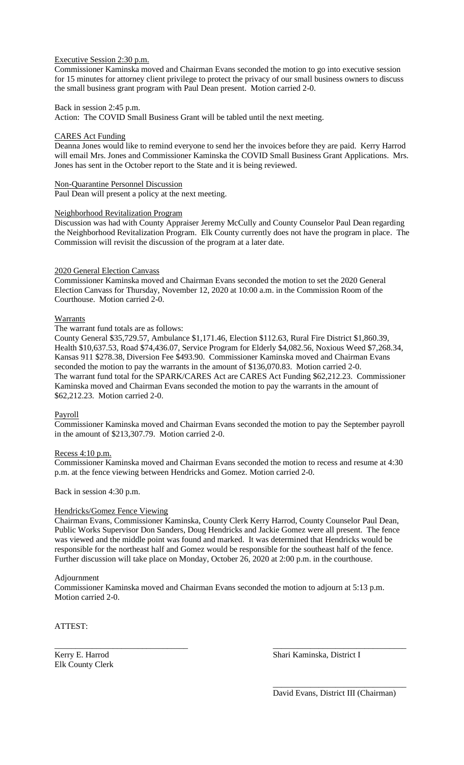Executive Session 2:30 p.m.

Commissioner Kaminska moved and Chairman Evans seconded the motion to go into executive session for 15 minutes for attorney client privilege to protect the privacy of our small business owners to discuss the small business grant program with Paul Dean present. Motion carried 2-0.

Back in session 2:45 p.m.

Action: The COVID Small Business Grant will be tabled until the next meeting.

CARES Act Funding

Deanna Jones would like to remind everyone to send her the invoices before they are paid. Kerry Harrod will email Mrs. Jones and Commissioner Kaminska the COVID Small Business Grant Applications. Mrs. Jones has sent in the October report to the State and it is being reviewed.

Non-Quarantine Personnel Discussion

Paul Dean will present a policy at the next meeting.

Neighborhood Revitalization Program

Discussion was had with County Appraiser Jeremy McCully and County Counselor Paul Dean regarding the Neighborhood Revitalization Program. Elk County currently does not have the program in place. The Commission will revisit the discussion of the program at a later date.

2020 General Election Canvass

Commissioner Kaminska moved and Chairman Evans seconded the motion to set the 2020 General Election Canvass for Thursday, November 12, 2020 at 10:00 a.m. in the Commission Room of the Courthouse. Motion carried 2-0.

Warrants

The warrant fund totals are as follows:

County General $35,729.57, Ambulance $1,171.46, Election $112.63, Rural Fire District $1,860.39, Health $10,637.53, Road $74,436.07, Service Program for Elderly $4,082.56, Noxious Weed $7,268.34, Kansas 911 $278.38, Diversion Fee $493.90. Commissioner Kaminska moved and Chairman Evans seconded the motion to pay the warrants in the amount of $136,070.83. Motion carried 2-0.
The warrant fund total for the SPARK/CARES Act are CARES Act Funding $62,212.23. Commissioner Kaminska moved and Chairman Evans seconded the motion to pay the warrants in the amount of $62,212.23. Motion carried 2-0.

Payroll

Commissioner Kaminska moved and Chairman Evans seconded the motion to pay the September payroll in the amount of $213,307.79. Motion carried 2-0.

Recess 4:10 p.m.

Commissioner Kaminska moved and Chairman Evans seconded the motion to recess and resume at 4:30 p.m. at the fence viewing between Hendricks and Gomez. Motion carried 2-0.

Back in session 4:30 p.m.

Hendricks/Gomez Fence Viewing

Chairman Evans, Commissioner Kaminska, County Clerk Kerry Harrod, County Counselor Paul Dean, Public Works Supervisor Don Sanders, Doug Hendricks and Jackie Gomez were all present. The fence was viewed and the middle point was found and marked. It was determined that Hendricks would be responsible for the northeast half and Gomez would be responsible for the southeast half of the fence. Further discussion will take place on Monday, October 26, 2020 at 2:00 p.m. in the courthouse.

Adjournment

Commissioner Kaminska moved and Chairman Evans seconded the motion to adjourn at 5:13 p.m. Motion carried 2-0.

ATTEST:

\_\_\_\_\_\_\_\_\_\_\_\_\_\_\_\_\_\_\_\_\_\_\_\_\_\_\_\_\_\_\_\_
Kerry E. Harrod
Elk County Clerk

\_\_\_\_\_\_\_\_\_\_\_\_\_\_\_\_\_\_\_\_\_\_\_\_\_\_\_\_\_\_\_\_
Shari Kaminska, District I

\_\_\_\_\_\_\_\_\_\_\_\_\_\_\_\_\_\_\_\_\_\_\_\_\_\_\_\_\_\_\_\_
David Evans, District III (Chairman)